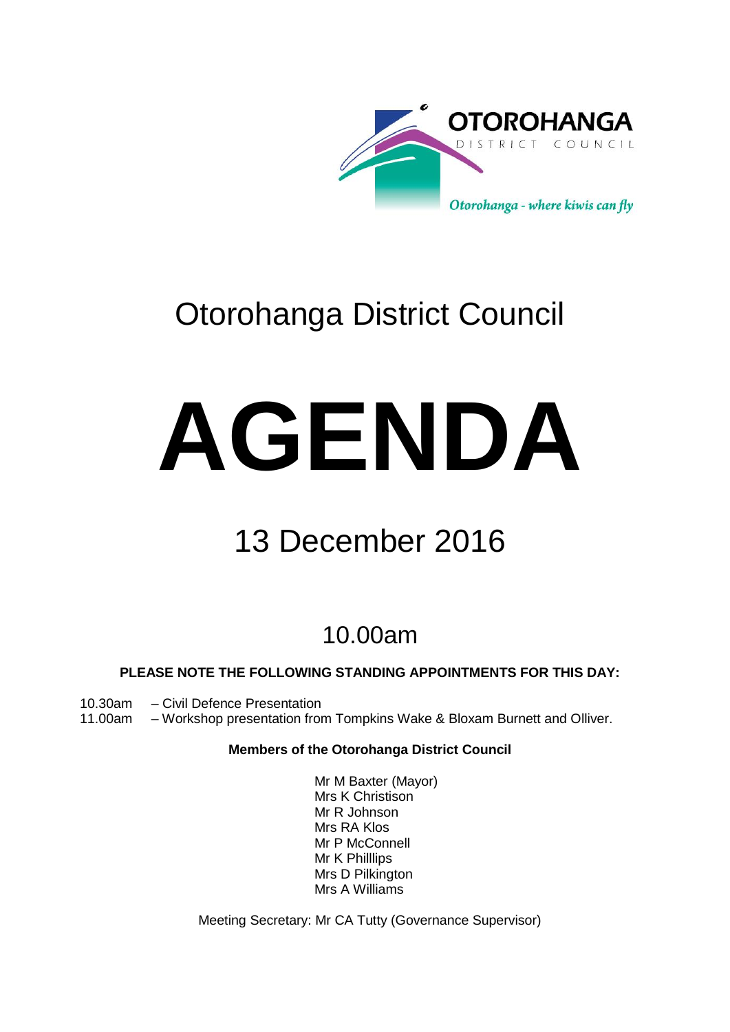OTOROHANGA DISTRICT COUNCIL

*Otorohanga - where kiwis can fly*

# Otorohanga District Council

# AGENDA

## 13 December 2016

## 10.00am

**PLEASE NOTE THE FOLLOWING STANDING APPOINTMENTS FOR THIS DAY:**

10.30am – Civil Defence Presentation
11.00am – Workshop presentation from Tompkins Wake & Bloxam Burnett and Olliver.

**Members of the Otorohanga District Council**

Mr M Baxter (Mayor)
Mrs K Christison
Mr R Johnson
Mrs RA Klos
Mr P McConnell
Mr K Philllips
Mrs D Pilkington
Mrs A Williams

Meeting Secretary: Mr CA Tutty (Governance Supervisor)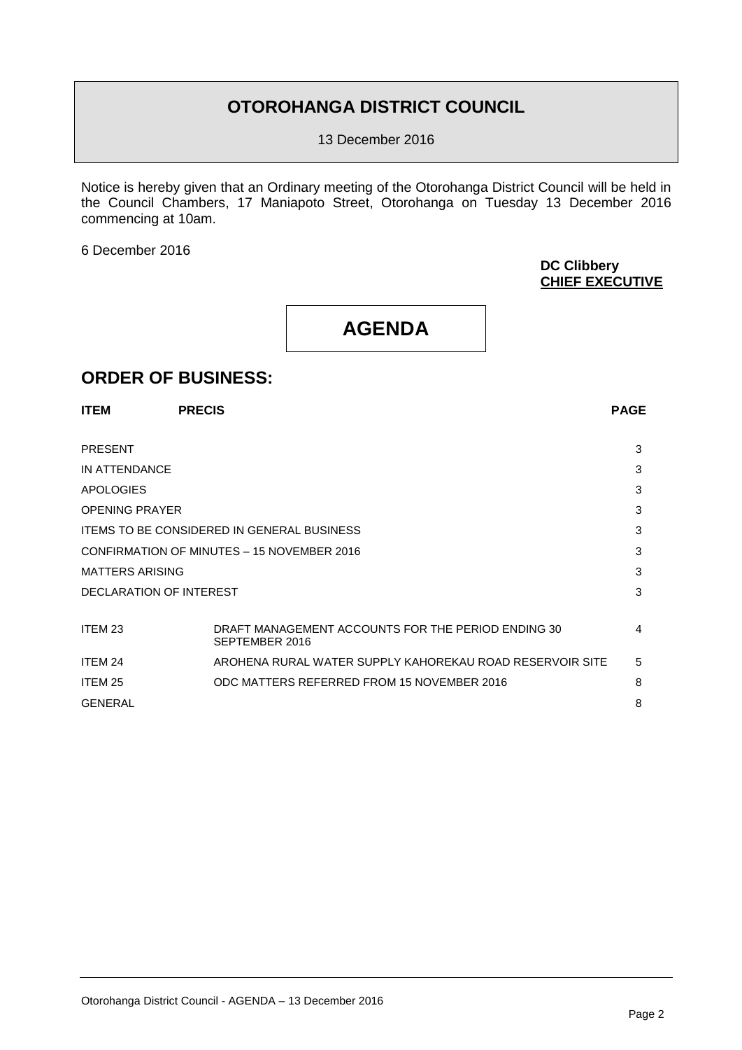# OTOROHANGA DISTRICT COUNCIL

13 December 2016

Notice is hereby given that an Ordinary meeting of the Otorohanga District Council will be held in the Council Chambers, 17 Maniapoto Street, Otorohanga on Tuesday 13 December 2016 commencing at 10am.

6 December 2016

**DC Clibbery**
**CHIEF EXECUTIVE**

# AGENDA

## ORDER OF BUSINESS:

| ITEM | PRECIS | PAGE |
|---|---|---|
| PRESENT | | 3 |
| IN ATTENDANCE | | 3 |
| APOLOGIES | | 3 |
| OPENING PRAYER | | 3 |
| ITEMS TO BE CONSIDERED IN GENERAL BUSINESS | | 3 |
| CONFIRMATION OF MINUTES – 15 NOVEMBER 2016 | | 3 |
| MATTERS ARISING | | 3 |
| DECLARATION OF INTEREST | | 3 |
| ITEM 23 | DRAFT MANAGEMENT ACCOUNTS FOR THE PERIOD ENDING 30 SEPTEMBER 2016 | 4 |
| ITEM 24 | AROHENA RURAL WATER SUPPLY KAHOREKAU ROAD RESERVOIR SITE | 5 |
| ITEM 25 | ODC MATTERS REFERRED FROM 15 NOVEMBER 2016 | 8 |
| GENERAL | | 8 |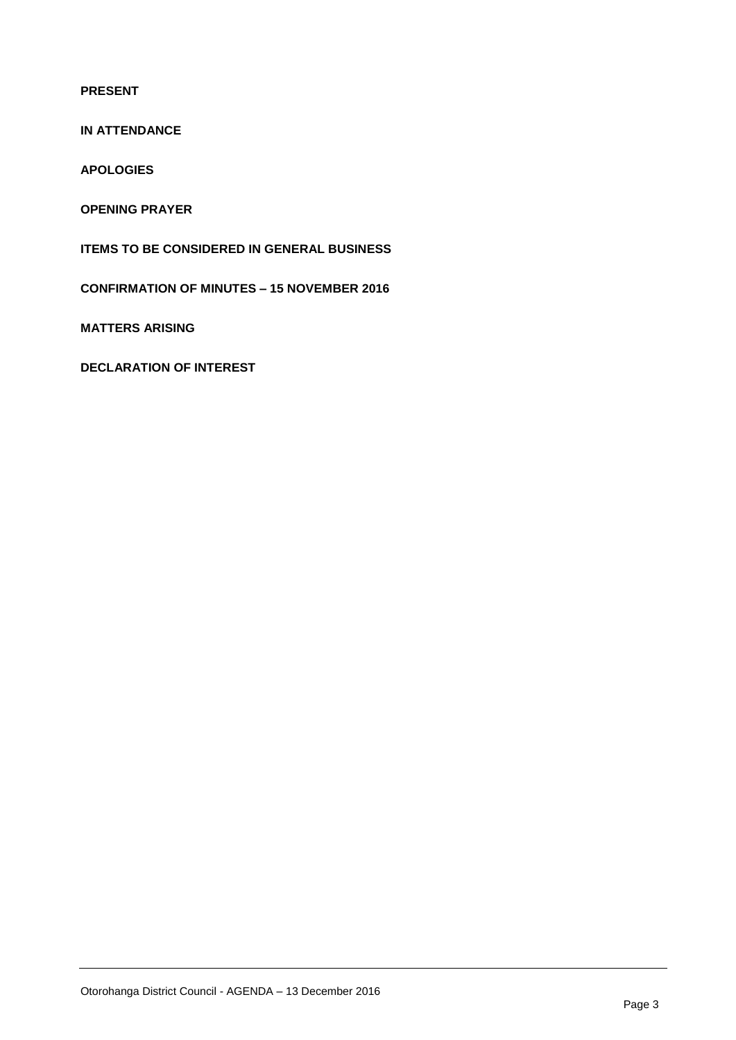**PRESENT**

**IN ATTENDANCE**

**APOLOGIES**

**OPENING PRAYER**

**ITEMS TO BE CONSIDERED IN GENERAL BUSINESS**

**CONFIRMATION OF MINUTES – 15 NOVEMBER 2016**

**MATTERS ARISING**

**DECLARATION OF INTEREST**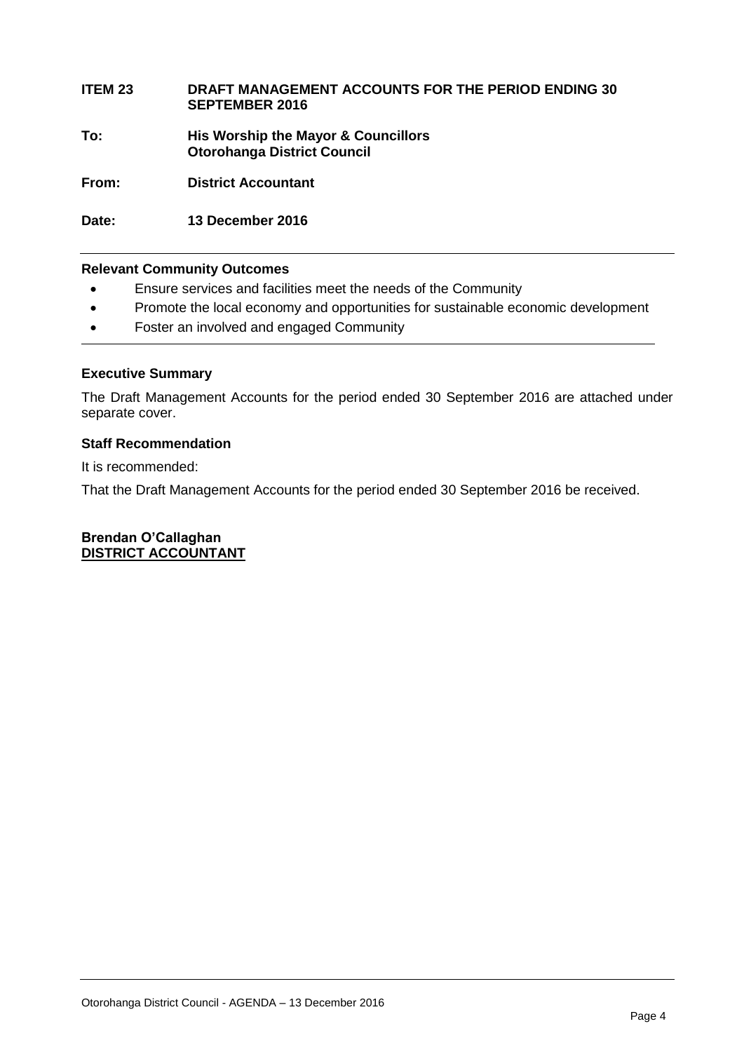**ITEM 23 DRAFT MANAGEMENT ACCOUNTS FOR THE PERIOD ENDING 30 SEPTEMBER 2016**

**To:** **His Worship the Mayor & Councillors**
**Otorohanga District Council**

**From:** **District Accountant**

**Date:** **13 December 2016**

---

**Relevant Community Outcomes**

- Ensure services and facilities meet the needs of the Community
- Promote the local economy and opportunities for sustainable economic development
- Foster an involved and engaged Community

---

**Executive Summary**

The Draft Management Accounts for the period ended 30 September 2016 are attached under separate cover.

**Staff Recommendation**

It is recommended:

That the Draft Management Accounts for the period ended 30 September 2016 be received.

**Brendan O'Callaghan**
**DISTRICT ACCOUNTANT**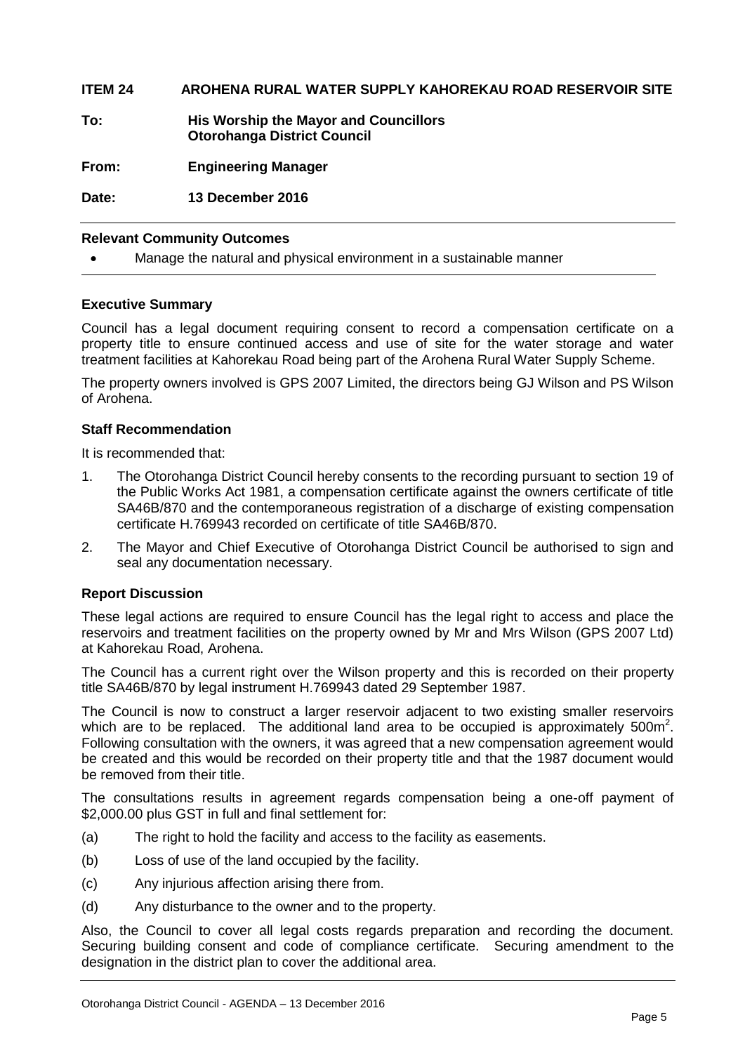**ITEM 24 AROHENA RURAL WATER SUPPLY KAHOREKAU ROAD RESERVOIR SITE**

**To:** **His Worship the Mayor and Councillors**
**Otorohanga District Council**

**From:** **Engineering Manager**

**Date:** **13 December 2016**

**Relevant Community Outcomes**

- Manage the natural and physical environment in a sustainable manner

**Executive Summary**

Council has a legal document requiring consent to record a compensation certificate on a property title to ensure continued access and use of site for the water storage and water treatment facilities at Kahorekau Road being part of the Arohena Rural Water Supply Scheme.

The property owners involved is GPS 2007 Limited, the directors being GJ Wilson and PS Wilson of Arohena.

**Staff Recommendation**

It is recommended that:

1. The Otorohanga District Council hereby consents to the recording pursuant to section 19 of the Public Works Act 1981, a compensation certificate against the owners certificate of title SA46B/870 and the contemporaneous registration of a discharge of existing compensation certificate H.769943 recorded on certificate of title SA46B/870.
2. The Mayor and Chief Executive of Otorohanga District Council be authorised to sign and seal any documentation necessary.

**Report Discussion**

These legal actions are required to ensure Council has the legal right to access and place the reservoirs and treatment facilities on the property owned by Mr and Mrs Wilson (GPS 2007 Ltd) at Kahorekau Road, Arohena.

The Council has a current right over the Wilson property and this is recorded on their property title SA46B/870 by legal instrument H.769943 dated 29 September 1987.

The Council is now to construct a larger reservoir adjacent to two existing smaller reservoirs which are to be replaced. The additional land area to be occupied is approximately 500m$^2$. Following consultation with the owners, it was agreed that a new compensation agreement would be created and this would be recorded on their property title and that the 1987 document would be removed from their title.

The consultations results in agreement regards compensation being a one-off payment of $2,000.00 plus GST in full and final settlement for:

(a) The right to hold the facility and access to the facility as easements.

(b) Loss of use of the land occupied by the facility.

(c) Any injurious affection arising there from.

(d) Any disturbance to the owner and to the property.

Also, the Council to cover all legal costs regards preparation and recording the document. Securing building consent and code of compliance certificate. Securing amendment to the designation in the district plan to cover the additional area.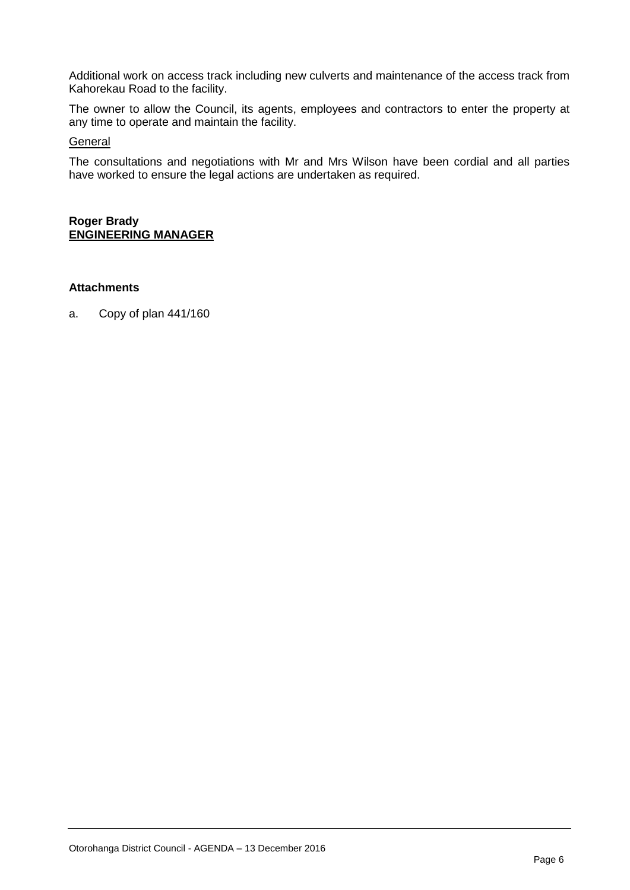Additional work on access track including new culverts and maintenance of the access track from Kahorekau Road to the facility.

The owner to allow the Council, its agents, employees and contractors to enter the property at any time to operate and maintain the facility.

General

The consultations and negotiations with Mr and Mrs Wilson have been cordial and all parties have worked to ensure the legal actions are undertaken as required.

**Roger Brady**
**ENGINEERING MANAGER**

**Attachments**

a. Copy of plan 441/160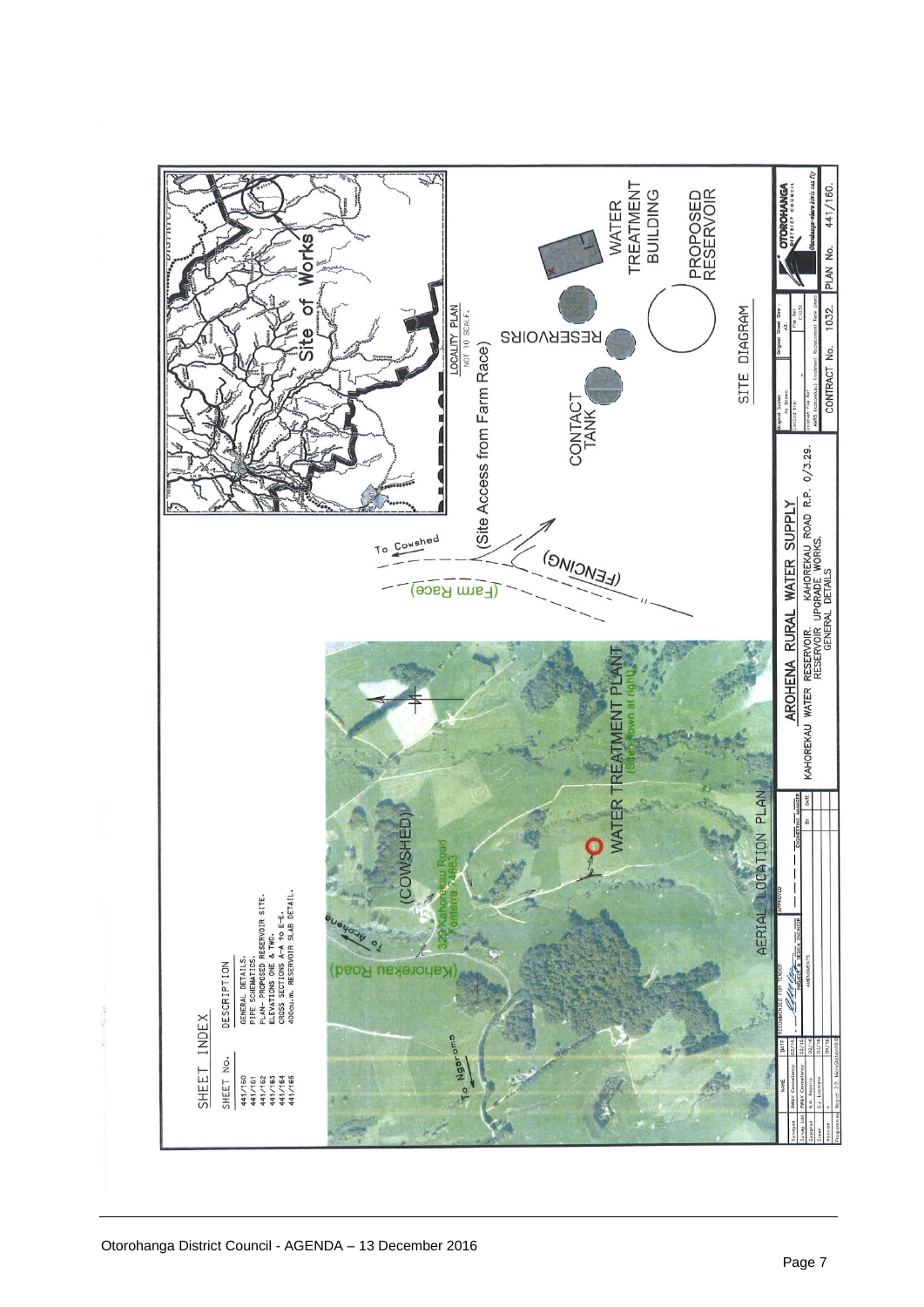## SHEET INDEX

| SHEET No. | DESCRIPTION |
|---|---|
| 441/160 | GENERAL DETAILS. |
| 441/161 | PIPE SCHEMATICS. |
| 441/162 | PLAN- PROPOSED RESERVOIR SITE. |
| 441/163 | ELEVATIONS ONE & TWO. |
| 441/164 | CROSS SECTIONS A-A to E-E. |
| 441/165 | 400cu.m. RESERVOIR SLAB DETAIL. |

AERIAL LOCATION PLAN

(COWSHED)

(Kahorekau Road)

To Arohena

To Ngaroma

329 Kahorekau Road
Fonterra 71683

WATER TREATMENT PLANT
(Site shown at right)

To Cowshed

(Farm Race)

(FENCING)

(Site Access from Farm Race)

CONTACT TANK

RESERVOIRS

WATER TREATMENT BUILDING

PROPOSED RESERVOIR

SITE DIAGRAM

LOCALITY PLAN
NOT TO SCALE.

Site of Works

AROHENA RURAL WATER SUPPLY

KAHOREKAU WATER RESERVOIR. KAHOREKAU ROAD R.P. 0/3.29.
RESERVOIR UPGRADE WORKS.
GENERAL DETAILS

CONTRACT No. 1032.

PLAN No. 441/160.

OTOROHANGA District Council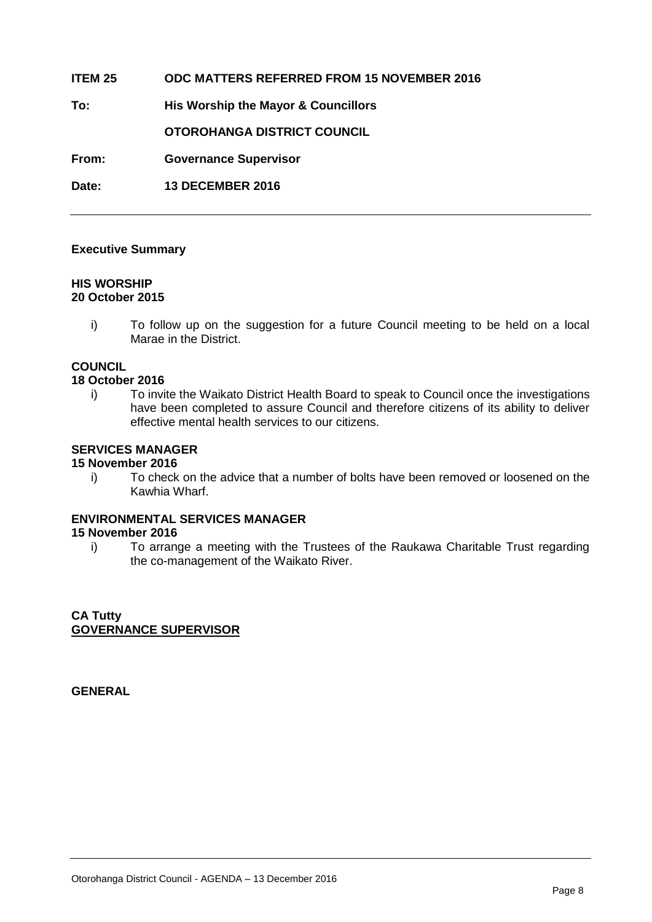**ITEM 25 ODC MATTERS REFERRED FROM 15 NOVEMBER 2016**

**To: His Worship the Mayor & Councillors**

**OTOROHANGA DISTRICT COUNCIL**

**From: Governance Supervisor**

**Date: 13 DECEMBER 2016**

---

**Executive Summary**

**HIS WORSHIP**
**20 October 2015**

i) To follow up on the suggestion for a future Council meeting to be held on a local Marae in the District.

**COUNCIL**
**18 October 2016**

i) To invite the Waikato District Health Board to speak to Council once the investigations have been completed to assure Council and therefore citizens of its ability to deliver effective mental health services to our citizens.

**SERVICES MANAGER**
**15 November 2016**

i) To check on the advice that a number of bolts have been removed or loosened on the Kawhia Wharf.

**ENVIRONMENTAL SERVICES MANAGER**
**15 November 2016**

i) To arrange a meeting with the Trustees of the Raukawa Charitable Trust regarding the co-management of the Waikato River.

**CA Tutty**
**GOVERNANCE SUPERVISOR**

**GENERAL**